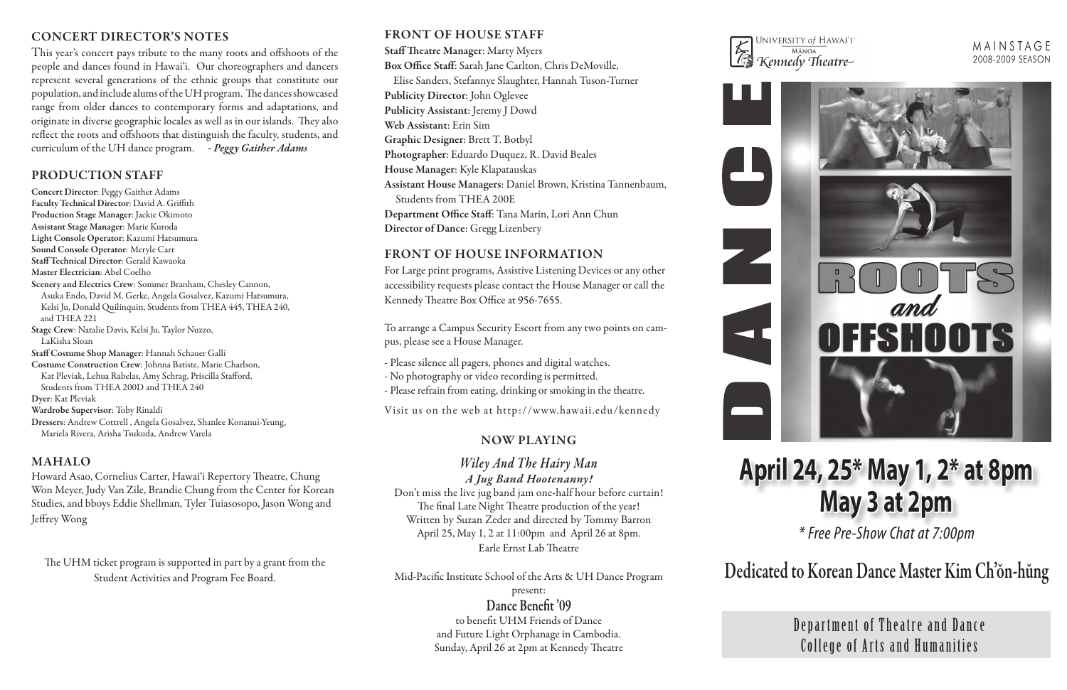## CONCERT DIRECTOR'S NOTES

This year's concert pays tribute to the many roots and offshoots of the people and dances found in Hawai'i. Our choreographers and dancers represent several generations of the ethnic groups that constitute our population, and include alums of the UH program. The dances showcased range from older dances to contemporary forms and adaptations, and originate in diverse geographic locales as well as in our islands. They also reflect the roots and offshoots that distinguish the faculty, students, and curriculum of the UH dance program. *- Peggy Gaither Adams*

## PRODUCTION STAFF

**Concert Director**: Peggy Gaither Adams
**Faculty Technical Director**: David A. Griffith
**Production Stage Manager**: Jackie Okimoto
**Assistant Stage Manager**: Marie Kuroda
**Light Console Operator**: Kazumi Hatsumura
**Sound Console Operator**: Meryle Carr
**Staff Technical Director**: Gerald Kawaoka
**Master Electrician**: Abel Coelho
**Scenery and Electrics Crew**: Sommer Branham, Chesley Cannon, Asuka Endo, David M. Gerke, Angela Gosalvez, Kazumi Hatsumura, Kelsi Ju, Donald Quilinquin, Students from THEA 445, THEA 240, and THEA 221
**Stage Crew**: Natalie Davis, Kelsi Ju, Taylor Nuzzo, LaKisha Sloan
**Staff Costume Shop Manager**: Hannah Schauer Galli
**Costume Construction Crew**: Johnna Batiste, Marie Charlson, Kat Pleviak, Lehua Rabelas, Amy Schrag, Priscilla Stafford, Students from THEA 200D and THEA 240
**Dyer**: Kat Pleviak
**Wardrobe Supervisor**: Toby Rinaldi
**Dressers**: Andrew Cottrell , Angela Gosalvez, Shanlee Konanui-Yeung, Mariela Rivera, Arisha Tsukuda, Andrew Varela

## MAHALO

Howard Asao, Cornelius Carter, Hawai'i Repertory Theatre, Chung Won Meyer, Judy Van Zile, Brandie Chung from the Center for Korean Studies, and bboys Eddie Shellman, Tyler Tuiasosopo, Jason Wong and Jeffrey Wong

The UHM ticket program is supported in part by a grant from the Student Activities and Program Fee Board.

## FRONT OF HOUSE STAFF

**Staff Theatre Manager**: Marty Myers
**Box Office Staff**: Sarah Jane Carlton, Chris DeMoville, Elise Sanders, Stefannye Slaughter, Hannah Tuson-Turner
**Publicity Director**: John Oglevee
**Publicity Assistant**: Jeremy J Dowd
**Web Assistant**: Erin Sim
**Graphic Designer**: Brett T. Botbyl
**Photographer**: Eduardo Duquez, R. David Beales
**House Manager**: Kyle Klapatauskas
**Assistant House Managers**: Daniel Brown, Kristina Tannenbaum, Students from THEA 200E
**Department Office Staff**: Tana Marin, Lori Ann Chun
**Director of Dance**: Gregg Lizenbery

## FRONT OF HOUSE INFORMATION

For Large print programs, Assistive Listening Devices or any other accessibility requests please contact the House Manager or call the Kennedy Theatre Box Office at 956-7655.

To arrange a Campus Security Escort from any two points on campus, please see a House Manager.

- Please silence all pagers, phones and digital watches.
- No photography or video recording is permitted.
- Please refrain from eating, drinking or smoking in the theatre.

Visit us on the web at http://www.hawaii.edu/kennedy

## NOW PLAYING

***Wiley And The Hairy Man***
***A Jug Band Hootenanny!***

Don't miss the live jug band jam one-half hour before curtain!
The final Late Night Theatre production of the year!
Written by Suzan Zeder and directed by Tommy Barron
April 25, May 1, 2 at 11:00pm and April 26 at 8pm.
Earle Ernst Lab Theatre

Mid-Pacific Institute School of the Arts & UH Dance Program present:

**Dance Benefit '09**

to benefit UHM Friends of Dance and Future Light Orphanage in Cambodia.
Sunday, April 26 at 2pm at Kennedy Theatre

University of Hawai'i Mānoa Kennedy Theatre

MAINSTAGE 2008-2009 SEASON

# DANCE

# ROOTS *and* OFFSHOOTS

## April 24, 25* May 1, 2* at 8pm
## May 3 at 2pm

*\* Free Pre-Show Chat at 7:00pm*

## Dedicated to Korean Dance Master Kim Ch'ŏn-hŭng

Department of Theatre and Dance
College of Arts and Humanities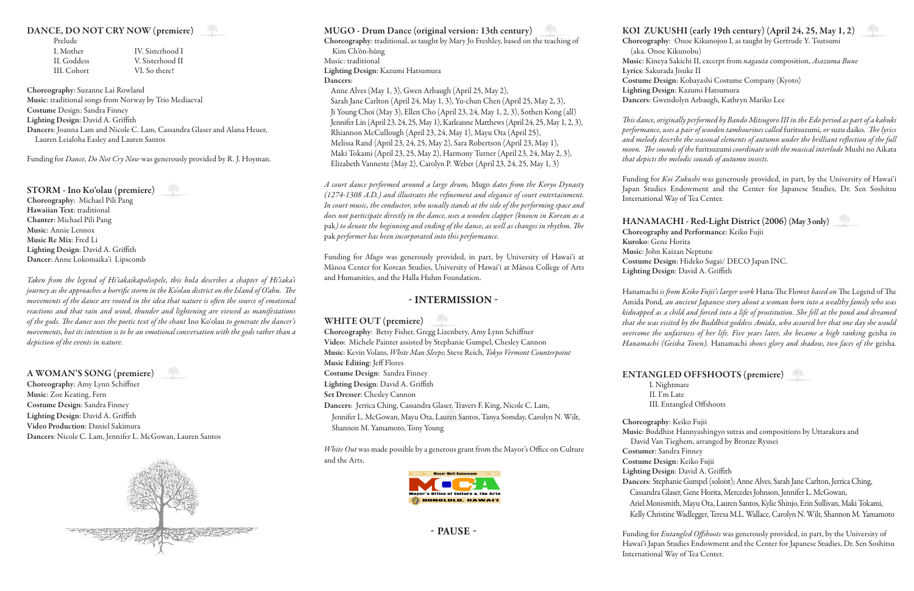## DANCE, DO NOT CRY NOW (premiere)

Prelude

| | |
|---|---|
| I. Mother | IV. Sisterhood I |
| II. Goddess | V. Sisterhood II |
| III. Cohort | VI. So there! |

**Choreography**: Suzanne Lai Rowland
**Music**: traditional songs from Norway by Trio Mediaeval
**Costume** Design: Sandra Finney
**Lighting Design**: David A. Griffith
**Dancers**: Joanna Lam and Nicole C. Lam, Cassandra Glaser and Alana Heuer, Lauren Leialoha Easley and Lauren Santos

Funding for *Dance, Do Not Cry Now* was generously provided by R. J. Hoyman.

## STORM - Ino Koʻolau (premiere)

**Choreography**: Michael Pili Pang
**Hawaiian Text**: traditional
**Chanter**: Michael Pili Pang
**Music**: Annie Lennox
**Music Re Mix**: Fred Li
**Lighting Design**: David A. Griffith
**Dancer**: Anne Lokomaikaʻi Lipscomb

*Taken from the legend of Hiʻiakaikapoliopele, this hula describes a chapter of Hiʻiaka's journey as she approaches a horrific storm in the Koʻolau district on the Island of Oʻahu. The movements of the dance are rooted in the idea that nature is often the source of emotional reactions and that rain and wind, thunder and lightening are viewed as manifestations of the gods. The dance uses the poetic text of the chant* Ino Koʻolau *to generate the dancer's movements, but its intention is to be an emotional conversation with the gods rather than a depiction of the events in nature.*

## A WOMAN'S SONG (premiere)

**Choreography**: Amy Lynn Schiffner
**Music**: Zoe Keating, Fern
**Costume Design**: Sandra Finney
**Lighting Design**: David A. Griffith
**Video Production**: Daniel Sakimura
**Dancers**: Nicole C. Lam, Jennifer L. McGowan, Lauren Santos

## MUGO - Drum Dance (original version: 13th century)

**Choreography**: traditional, as taught by Mary Jo Freshley, based on the teaching of Kim Ch'ŏn-hŭng
**Music**: traditional
**Lighting Design**: Kazumi Hatsumura
**Dancers**:
Anne Alves (May 1, 3), Gwen Arbaugh (April 25, May 2),
Sarah Jane Carlton (April 24, May 1, 3), Yu-chun Chen (April 25, May 2, 3),
Ji Young Choi (May 3), Ellen Cho (April 23, 24, May 1, 2, 3), Sothen Kong (all)
Jennifer Lin (April 23, 24, 25, May 1), Karleanne Matthews (April 24, 25, May 1, 2, 3),
Rhiannon McCullough (April 23, 24, May 1), Mayu Ota (April 25),
Melissa Rand (April 23, 24, 25, May 2), Sara Robertson (April 23, May 1),
Maki Tokami (April 23, 25, May 2), Harmony Turner (April 23, 24, May 2, 3),
Elizabeth Vanneste (May 2), Carolyn P. Weber (April 23, 24, 25, May 1, 3)

*A court dance performed around a large drum,* Mugo *dates from the Koryo Dynasty (1274-1308 A.D.) and illustrates the refinement and elegance of court entertainment. In court music, the conductor, who usually stands at the side of the performing space and does not participate directly in the dance, uses a wooden clapper (known in Korean as a* pak*) to denote the beginning and ending of the dance, as well as changes in rhythm. The* pak *performer has been incorporated into this performance.*

Funding for *Mugo* was generously provided, in part, by University of Hawaiʻi at Mānoa Center for Korean Studies, University of Hawaiʻi at Mānoa College of Arts and Humanities, and the Halla Huhm Foundation.

## - INTERMISSION -

## WHITE OUT (premiere)

**Choreography**: Betsy Fisher, Gregg Lizenbery, Amy Lynn Schiffner
**Video**: Michele Painter assisted by Stephanie Gumpel, Chesley Cannon
**Music**: Kevin Volans, *White Man Sleeps*; Steve Reich, *Tokyo Vermont Counterpoint*
**Music Editing**: Jeff Flores
**Costume Design**: Sandra Finney
**Lighting Design**: David A. Griffith
**Set Dresser**: Chesley Cannon
**Dancers**: Jerrica Ching, Cassandra Glaser, Travers F. King, Nicole C. Lam, Jennifer L. McGowan, Mayu Ota, Lauren Santos, Tanya Somday, Carolyn N. Wilt, Shannon M. Yamamoto, Tony Young

*White Out* was made possible by a generous grant from the Mayor's Office on Culture and the Arts.

## - PAUSE -

## KOI ZUKUSHI (early 19th century) (April 24, 25, May 1, 2)

**Choreography**: Onoe Kikunojoo I, as taught by Gertrude Y. Tsutsumi (aka. Onoe Kikunobu)
**Music**: Kineya Sakichi II, excerpt from *nagauta* composition, *Azuzuma Bune*
**Lyrics**: Sakurada Jisuke II
**Costume Design**: Kobayashi Costume Company (Kyoto)
**Lighting Design**: Kazumi Hatsumura
**Dancers**: Gwendolyn Arbaugh, Kathryn Mariko Lee

*This dance, originally performed by Bando Mitsugoro III in the Edo period as part of a kabuki performance, uses a pair of wooden tambourines called* furitsuzumi*, or* suzu daiko*. The lyrics and melody describe the seasonal elements of autumn under the brilliant reflection of the full moon. The sounds of the* furitsuzumi *coordinate with the musical interlude* Mushi no Aikata *that depicts the melodic sounds of autumn insects.*

Funding for *Koi Zukushi* was generously provided, in part, by the University of Hawaiʻi Japan Studies Endowment and the Center for Japanese Studies, Dr. Sen Soshitsu International Way of Tea Center.

## HANAMACHI - Red-Light District (2006) (May 3 only)

**Choreography and Performance**: Keiko Fujii
**Kuroko**: Gene Horita
**Music**: John Kaizan Neptune
**Costume Design**: Hideko Sugai/ DECO Japan INC.
**Lighting Design**: David A. Griffith

Hanamachi *is from Keiko Fujii's larger work* Hana-The Flower *based on* The Legend of The Amida Pond*, an ancient Japanese story about a woman born into a wealthy family who was kidnapped as a child and forced into a life of prostitution. She fell at the pond and dreamed that she was visited by the Buddhist goddess Amida, who assured her that one day she would overcome the unfairness of her life. Five years later, she became a high ranking* geisha *in Hanamachi (Geisha Town).* Hanamachi *shows glory and shadow, two faces of the* geisha*.*

## ENTANGLED OFFSHOOTS (premiere)

I. Nightmare
II. I'm Late
III. Entangled Offshoots

**Choreography**: Keiko Fujii
**Music**: Buddhist Hannyashingyo sutras and compositions by Uttarakura and David Van Tieghem, arranged by Bronze Ryusei
**Costumer**: Sandra Finney
**Costume Design**: Keiko Fujii
**Lighting Design**: David A. Griffith
**Dancers**: Stephanie Gumpel (soloist); Anne Alves, Sarah Jane Carlton, Jerrica Ching, Cassandra Glaser, Gene Horita, Mercedes Johnson, Jennifer L. McGowan, Ariel Monismith, Mayu Ota, Lauren Santos, Kylie Shinjo, Erin Sullivan, Maki Tokami, Kelly Christine Wadlegger, Teresa M.L. Wallace, Carolyn N. Wilt, Shannon M. Yamamoto

Funding for *Entangled Offshoots* was generously provided, in part, by the University of Hawaiʻi Japan Studies Endowment and the Center for Japanese Studies, Dr. Sen Soshitsu International Way of Tea Center.